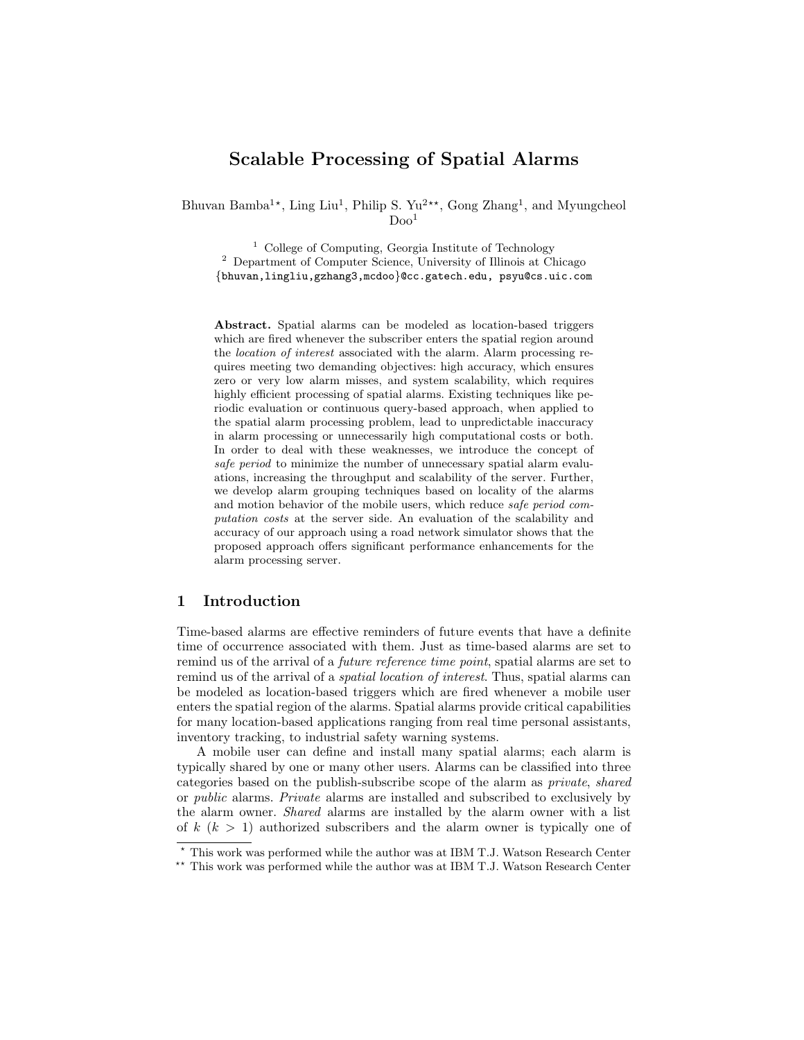# Scalable Processing of Spatial Alarms

Bhuvan Bamba[1*], Ling Liu[1], Philip S. Yu[2**], Gong Zhang[1], and Myungcheol Doo[1]

[1] College of Computing, Georgia Institute of Technology
[2] Department of Computer Science, University of Illinois at Chicago
{bhuvan,lingliu,gzhang3,mcdoo}@cc.gatech.edu, psyu@cs.uic.com

**Abstract.** Spatial alarms can be modeled as location-based triggers which are fired whenever the subscriber enters the spatial region around the *location of interest* associated with the alarm. Alarm processing requires meeting two demanding objectives: high accuracy, which ensures zero or very low alarm misses, and system scalability, which requires highly efficient processing of spatial alarms. Existing techniques like periodic evaluation or continuous query-based approach, when applied to the spatial alarm processing problem, lead to unpredictable inaccuracy in alarm processing or unnecessarily high computational costs or both. In order to deal with these weaknesses, we introduce the concept of *safe period* to minimize the number of unnecessary spatial alarm evaluations, increasing the throughput and scalability of the server. Further, we develop alarm grouping techniques based on locality of the alarms and motion behavior of the mobile users, which reduce *safe period computation costs* at the server side. An evaluation of the scalability and accuracy of our approach using a road network simulator shows that the proposed approach offers significant performance enhancements for the alarm processing server.

## 1 Introduction

Time-based alarms are effective reminders of future events that have a definite time of occurrence associated with them. Just as time-based alarms are set to remind us of the arrival of a *future reference time point*, spatial alarms are set to remind us of the arrival of a *spatial location of interest*. Thus, spatial alarms can be modeled as location-based triggers which are fired whenever a mobile user enters the spatial region of the alarms. Spatial alarms provide critical capabilities for many location-based applications ranging from real time personal assistants, inventory tracking, to industrial safety warning systems.

A mobile user can define and install many spatial alarms; each alarm is typically shared by one or many other users. Alarms can be classified into three categories based on the publish-subscribe scope of the alarm as *private*, *shared* or *public* alarms. *Private* alarms are installed and subscribed to exclusively by the alarm owner. *Shared* alarms are installed by the alarm owner with a list of $k$ ($k > 1$) authorized subscribers and the alarm owner is typically one of

* This work was performed while the author was at IBM T.J. Watson Research Center

** This work was performed while the author was at IBM T.J. Watson Research Center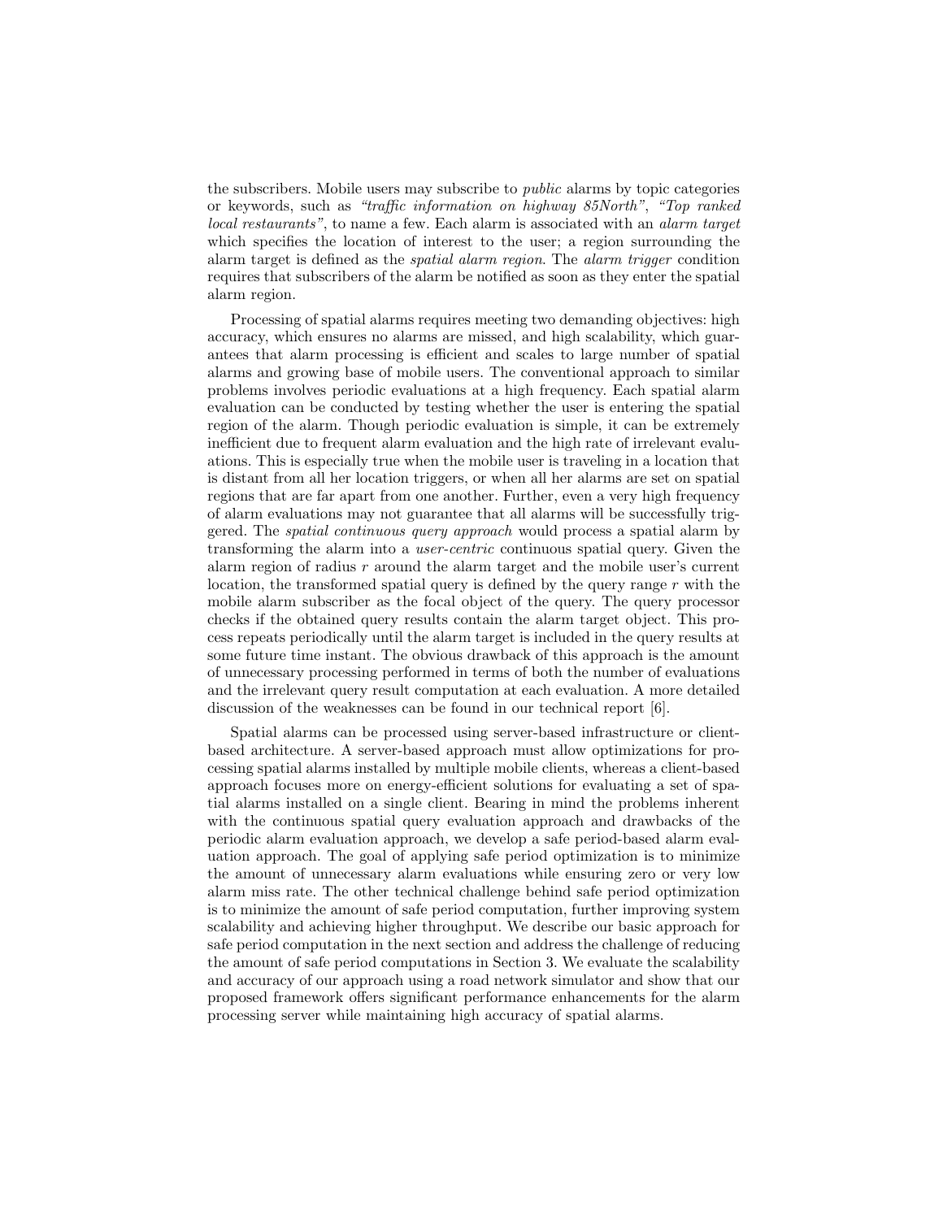the subscribers. Mobile users may subscribe to *public* alarms by topic categories or keywords, such as *"traffic information on highway 85North"*, *"Top ranked local restaurants"*, to name a few. Each alarm is associated with an *alarm target* which specifies the location of interest to the user; a region surrounding the alarm target is defined as the *spatial alarm region*. The *alarm trigger* condition requires that subscribers of the alarm be notified as soon as they enter the spatial alarm region.

Processing of spatial alarms requires meeting two demanding objectives: high accuracy, which ensures no alarms are missed, and high scalability, which guarantees that alarm processing is efficient and scales to large number of spatial alarms and growing base of mobile users. The conventional approach to similar problems involves periodic evaluations at a high frequency. Each spatial alarm evaluation can be conducted by testing whether the user is entering the spatial region of the alarm. Though periodic evaluation is simple, it can be extremely inefficient due to frequent alarm evaluation and the high rate of irrelevant evaluations. This is especially true when the mobile user is traveling in a location that is distant from all her location triggers, or when all her alarms are set on spatial regions that are far apart from one another. Further, even a very high frequency of alarm evaluations may not guarantee that all alarms will be successfully triggered. The *spatial continuous query approach* would process a spatial alarm by transforming the alarm into a *user-centric* continuous spatial query. Given the alarm region of radius $r$ around the alarm target and the mobile user's current location, the transformed spatial query is defined by the query range $r$ with the mobile alarm subscriber as the focal object of the query. The query processor checks if the obtained query results contain the alarm target object. This process repeats periodically until the alarm target is included in the query results at some future time instant. The obvious drawback of this approach is the amount of unnecessary processing performed in terms of both the number of evaluations and the irrelevant query result computation at each evaluation. A more detailed discussion of the weaknesses can be found in our technical report [6].

Spatial alarms can be processed using server-based infrastructure or client-based architecture. A server-based approach must allow optimizations for processing spatial alarms installed by multiple mobile clients, whereas a client-based approach focuses more on energy-efficient solutions for evaluating a set of spatial alarms installed on a single client. Bearing in mind the problems inherent with the continuous spatial query evaluation approach and drawbacks of the periodic alarm evaluation approach, we develop a safe period-based alarm evaluation approach. The goal of applying safe period optimization is to minimize the amount of unnecessary alarm evaluations while ensuring zero or very low alarm miss rate. The other technical challenge behind safe period optimization is to minimize the amount of safe period computation, further improving system scalability and achieving higher throughput. We describe our basic approach for safe period computation in the next section and address the challenge of reducing the amount of safe period computations in Section 3. We evaluate the scalability and accuracy of our approach using a road network simulator and show that our proposed framework offers significant performance enhancements for the alarm processing server while maintaining high accuracy of spatial alarms.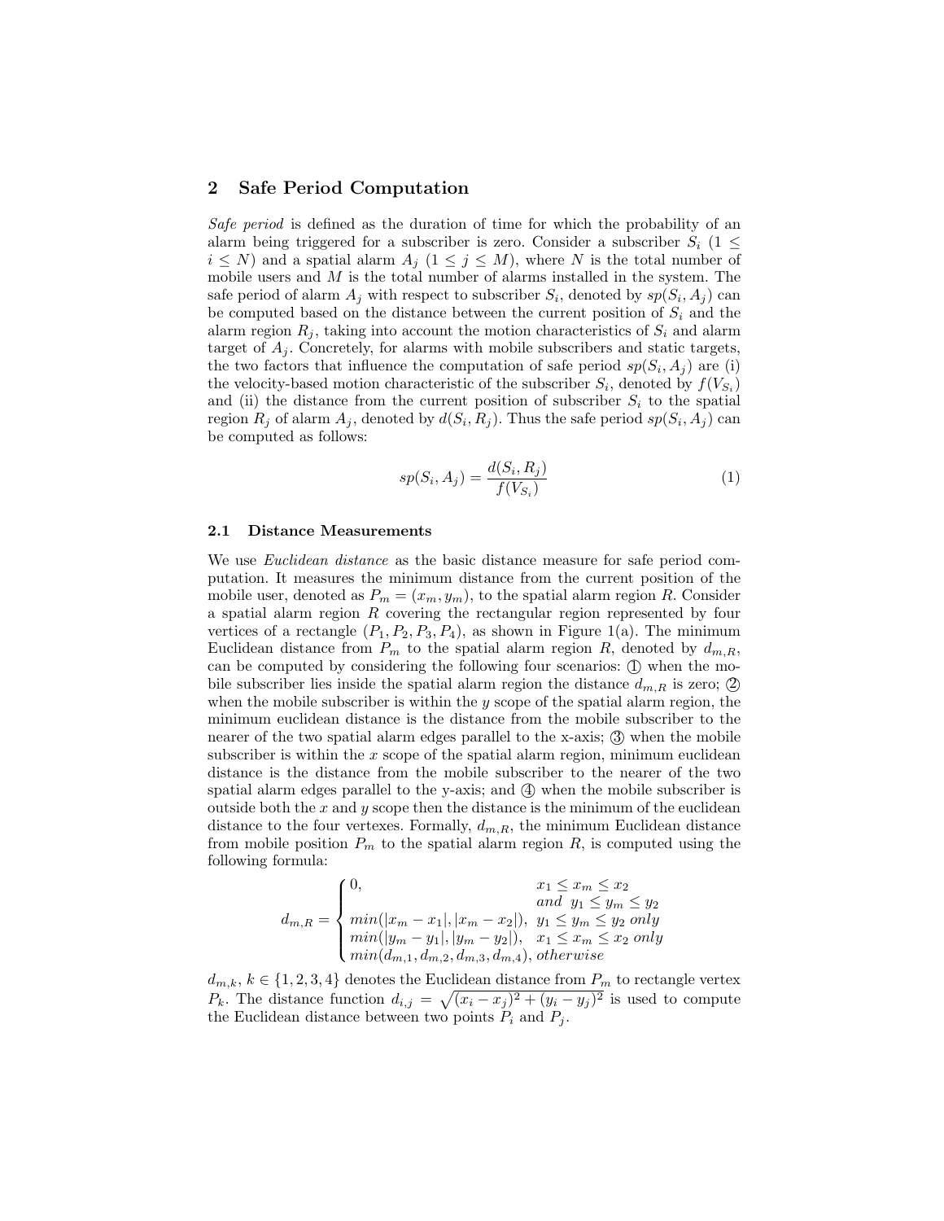## 2 Safe Period Computation

*Safe period* is defined as the duration of time for which the probability of an alarm being triggered for a subscriber is zero. Consider a subscriber $S_i$ ($1 \leq i \leq N$) and a spatial alarm $A_j$ ($1 \leq j \leq M$), where $N$ is the total number of mobile users and $M$ is the total number of alarms installed in the system. The safe period of alarm $A_j$ with respect to subscriber $S_i$, denoted by $sp(S_i, A_j)$ can be computed based on the distance between the current position of $S_i$ and the alarm region $R_j$, taking into account the motion characteristics of $S_i$ and alarm target of $A_j$. Concretely, for alarms with mobile subscribers and static targets, the two factors that influence the computation of safe period $sp(S_i, A_j)$ are (i) the velocity-based motion characteristic of the subscriber $S_i$, denoted by $f(V_{S_i})$ and (ii) the distance from the current position of subscriber $S_i$ to the spatial region $R_j$ of alarm $A_j$, denoted by $d(S_i, R_j)$. Thus the safe period $sp(S_i, A_j)$ can be computed as follows:

$$sp(S_i, A_j) = \frac{d(S_i, R_j)}{f(V_{S_i})} \tag{1}$$

### 2.1 Distance Measurements

We use *Euclidean distance* as the basic distance measure for safe period computation. It measures the minimum distance from the current position of the mobile user, denoted as $P_m = (x_m, y_m)$, to the spatial alarm region $R$. Consider a spatial alarm region $R$ covering the rectangular region represented by four vertices of a rectangle $(P_1, P_2, P_3, P_4)$, as shown in Figure 1(a). The minimum Euclidean distance from $P_m$ to the spatial alarm region $R$, denoted by $d_{m,R}$, can be computed by considering the following four scenarios: ① when the mobile subscriber lies inside the spatial alarm region the distance $d_{m,R}$ is zero; ② when the mobile subscriber is within the $y$ scope of the spatial alarm region, the minimum euclidean distance is the distance from the mobile subscriber to the nearer of the two spatial alarm edges parallel to the x-axis; ③ when the mobile subscriber is within the $x$ scope of the spatial alarm region, minimum euclidean distance is the distance from the mobile subscriber to the nearer of the two spatial alarm edges parallel to the y-axis; and ④ when the mobile subscriber is outside both the $x$ and $y$ scope then the distance is the minimum of the euclidean distance to the four vertexes. Formally, $d_{m,R}$, the minimum Euclidean distance from mobile position $P_m$ to the spatial alarm region $R$, is computed using the following formula:

$$d_{m,R} = \begin{cases} 0, & x_1 \leq x_m \leq x_2 \\ & and \;\; y_1 \leq y_m \leq y_2 \\ min(|x_m - x_1|, |x_m - x_2|), & y_1 \leq y_m \leq y_2 \; only \\ min(|y_m - y_1|, |y_m - y_2|), & x_1 \leq x_m \leq x_2 \; only \\ min(d_{m,1}, d_{m,2}, d_{m,3}, d_{m,4}), & otherwise \end{cases}$$

$d_{m,k}$, $k \in \{1, 2, 3, 4\}$ denotes the Euclidean distance from $P_m$ to rectangle vertex $P_k$. The distance function $d_{i,j} = \sqrt{(x_i - x_j)^2 + (y_i - y_j)^2}$ is used to compute the Euclidean distance between two points $P_i$ and $P_j$.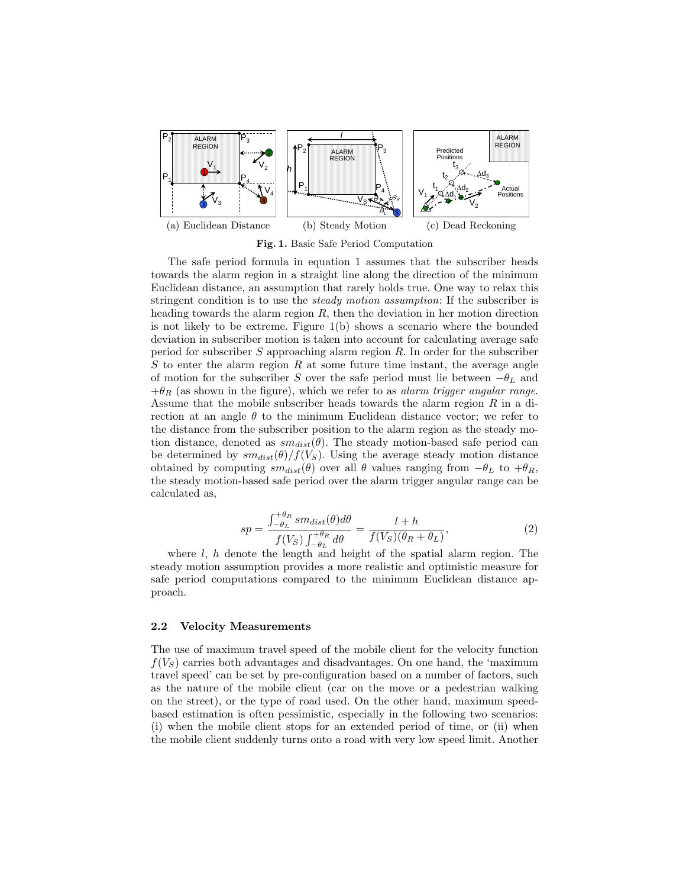(a) Euclidean Distance (b) Steady Motion (c) Dead Reckoning

**Fig. 1.** Basic Safe Period Computation

The safe period formula in equation 1 assumes that the subscriber heads towards the alarm region in a straight line along the direction of the minimum Euclidean distance, an assumption that rarely holds true. One way to relax this stringent condition is to use the *steady motion assumption*: If the subscriber is heading towards the alarm region $R$, then the deviation in her motion direction is not likely to be extreme. Figure 1(b) shows a scenario where the bounded deviation in subscriber motion is taken into account for calculating average safe period for subscriber $S$ approaching alarm region $R$. In order for the subscriber $S$ to enter the alarm region $R$ at some future time instant, the average angle of motion for the subscriber $S$ over the safe period must lie between $-\theta_L$ and $+\theta_R$ (as shown in the figure), which we refer to as *alarm trigger angular range*. Assume that the mobile subscriber heads towards the alarm region $R$ in a direction at an angle $\theta$ to the minimum Euclidean distance vector; we refer to the distance from the subscriber position to the alarm region as the steady motion distance, denoted as $sm_{dist}(\theta)$. The steady motion-based safe period can be determined by $sm_{dist}(\theta)/f(V_S)$. Using the average steady motion distance obtained by computing $sm_{dist}(\theta)$ over all $\theta$ values ranging from $-\theta_L$ to $+\theta_R$, the steady motion-based safe period over the alarm trigger angular range can be calculated as,

$$sp = \frac{\int_{-\theta_L}^{+\theta_R} sm_{dist}(\theta) d\theta}{f(V_S) \int_{-\theta_L}^{+\theta_R} d\theta} = \frac{l+h}{f(V_S)(\theta_R + \theta_L)}, \tag{2}$$

where $l$, $h$ denote the length and height of the spatial alarm region. The steady motion assumption provides a more realistic and optimistic measure for safe period computations compared to the minimum Euclidean distance approach.

### 2.2 Velocity Measurements

The use of maximum travel speed of the mobile client for the velocity function $f(V_S)$ carries both advantages and disadvantages. On one hand, the 'maximum travel speed' can be set by pre-configuration based on a number of factors, such as the nature of the mobile client (car on the move or a pedestrian walking on the street), or the type of road used. On the other hand, maximum speed-based estimation is often pessimistic, especially in the following two scenarios: (i) when the mobile client stops for an extended period of time, or (ii) when the mobile client suddenly turns onto a road with very low speed limit. Another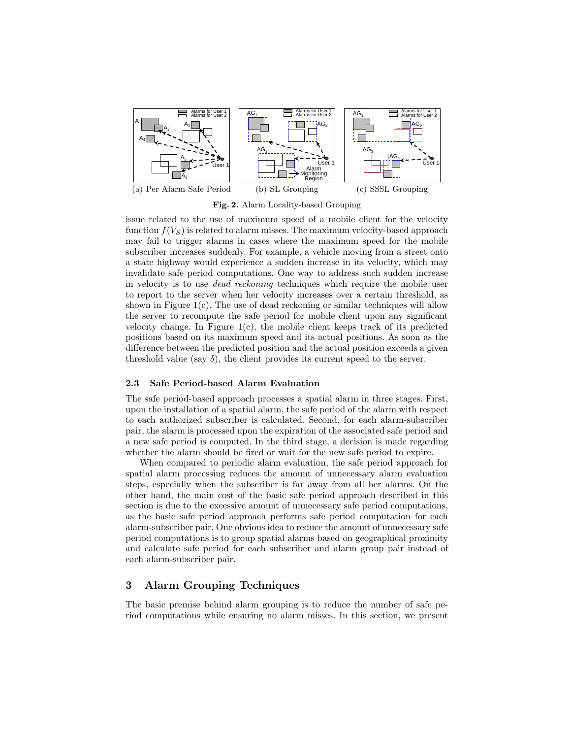Alarms for User 1
Alarms for User 2
A1
A2
A3
A4
A5
A6
User 1

(a) Per Alarm Safe Period

Alarms for User 1
Alarms for User 2
AG1
AG2
AG3
User 1
Alarm Monitoring Region

(b) SL Grouping

Alarms for User 1
Alarms for User 2
AG1
AG2
AG3
AG4
User 1

(c) SSSL Grouping

**Fig. 2.** Alarm Locality-based Grouping

issue related to the use of maximum speed of a mobile client for the velocity function $f(V_S)$ is related to alarm misses. The maximum velocity-based approach may fail to trigger alarms in cases where the maximum speed for the mobile subscriber increases suddenly. For example, a vehicle moving from a street onto a state highway would experience a sudden increase in its velocity, which may invalidate safe period computations. One way to address such sudden increase in velocity is to use *dead reckoning* techniques which require the mobile user to report to the server when her velocity increases over a certain threshold, as shown in Figure 1(c). The use of dead reckoning or similar techniques will allow the server to recompute the safe period for mobile client upon any significant velocity change. In Figure 1(c), the mobile client keeps track of its predicted positions based on its maximum speed and its actual positions. As soon as the difference between the predicted position and the actual position exceeds a given threshold value (say $\delta$), the client provides its current speed to the server.

### 2.3 Safe Period-based Alarm Evaluation

The safe period-based approach processes a spatial alarm in three stages. First, upon the installation of a spatial alarm, the safe period of the alarm with respect to each authorized subscriber is calculated. Second, for each alarm-subscriber pair, the alarm is processed upon the expiration of the associated safe period and a new safe period is computed. In the third stage, a decision is made regarding whether the alarm should be fired or wait for the new safe period to expire.

When compared to periodic alarm evaluation, the safe period approach for spatial alarm processing reduces the amount of unnecessary alarm evaluation steps, especially when the subscriber is far away from all her alarms. On the other hand, the main cost of the basic safe period approach described in this section is due to the excessive amount of unnecessary safe period computations, as the basic safe period approach performs safe period computation for each alarm-subscriber pair. One obvious idea to reduce the amount of unnecessary safe period computations is to group spatial alarms based on geographical proximity and calculate safe period for each subscriber and alarm group pair instead of each alarm-subscriber pair.

## 3 Alarm Grouping Techniques

The basic premise behind alarm grouping is to reduce the number of safe period computations while ensuring no alarm misses. In this section, we present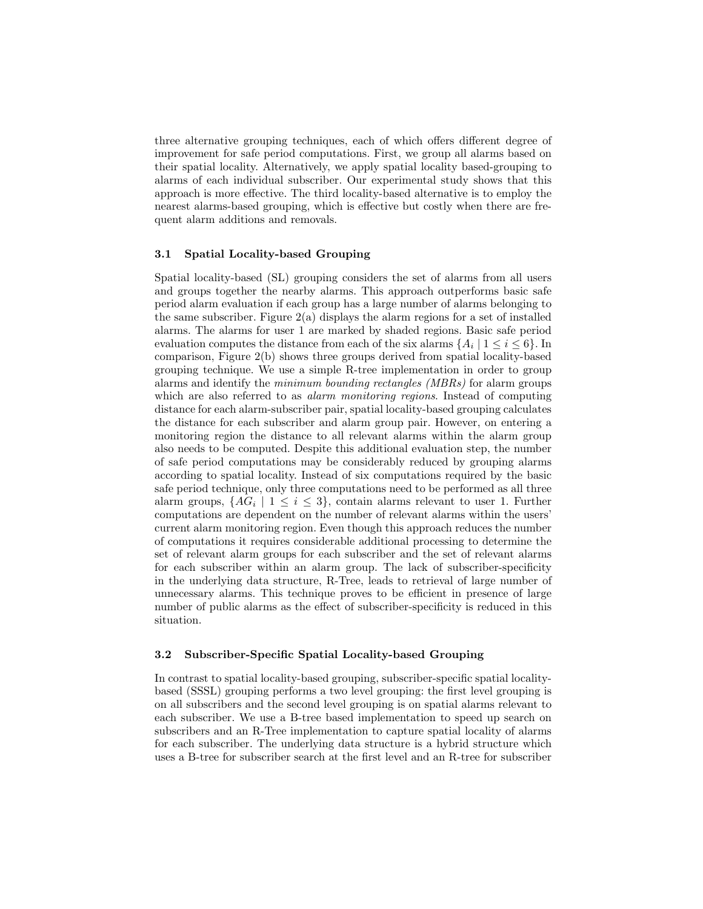three alternative grouping techniques, each of which offers different degree of improvement for safe period computations. First, we group all alarms based on their spatial locality. Alternatively, we apply spatial locality based-grouping to alarms of each individual subscriber. Our experimental study shows that this approach is more effective. The third locality-based alternative is to employ the nearest alarms-based grouping, which is effective but costly when there are frequent alarm additions and removals.

### 3.1 Spatial Locality-based Grouping

Spatial locality-based (SL) grouping considers the set of alarms from all users and groups together the nearby alarms. This approach outperforms basic safe period alarm evaluation if each group has a large number of alarms belonging to the same subscriber. Figure 2(a) displays the alarm regions for a set of installed alarms. The alarms for user 1 are marked by shaded regions. Basic safe period evaluation computes the distance from each of the six alarms $\{A_i \mid 1 \leq i \leq 6\}$. In comparison, Figure 2(b) shows three groups derived from spatial locality-based grouping technique. We use a simple R-tree implementation in order to group alarms and identify the *minimum bounding rectangles (MBRs)* for alarm groups which are also referred to as *alarm monitoring regions*. Instead of computing distance for each alarm-subscriber pair, spatial locality-based grouping calculates the distance for each subscriber and alarm group pair. However, on entering a monitoring region the distance to all relevant alarms within the alarm group also needs to be computed. Despite this additional evaluation step, the number of safe period computations may be considerably reduced by grouping alarms according to spatial locality. Instead of six computations required by the basic safe period technique, only three computations need to be performed as all three alarm groups, $\{AG_i \mid 1 \leq i \leq 3\}$, contain alarms relevant to user 1. Further computations are dependent on the number of relevant alarms within the users' current alarm monitoring region. Even though this approach reduces the number of computations it requires considerable additional processing to determine the set of relevant alarm groups for each subscriber and the set of relevant alarms for each subscriber within an alarm group. The lack of subscriber-specificity in the underlying data structure, R-Tree, leads to retrieval of large number of unnecessary alarms. This technique proves to be efficient in presence of large number of public alarms as the effect of subscriber-specificity is reduced in this situation.

### 3.2 Subscriber-Specific Spatial Locality-based Grouping

In contrast to spatial locality-based grouping, subscriber-specific spatial locality-based (SSSL) grouping performs a two level grouping: the first level grouping is on all subscribers and the second level grouping is on spatial alarms relevant to each subscriber. We use a B-tree based implementation to speed up search on subscribers and an R-Tree implementation to capture spatial locality of alarms for each subscriber. The underlying data structure is a hybrid structure which uses a B-tree for subscriber search at the first level and an R-tree for subscriber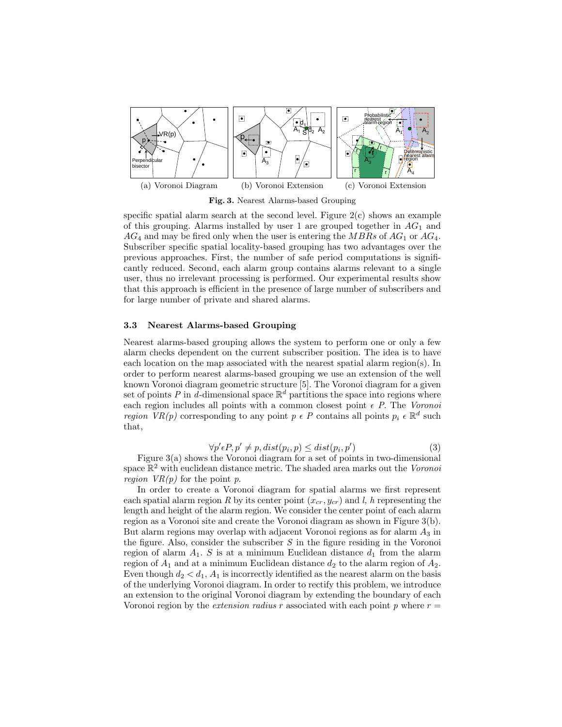(a) Voronoi Diagram (b) Voronoi Extension (c) Voronoi Extension

**Fig. 3.** Nearest Alarms-based Grouping

specific spatial alarm search at the second level. Figure 2(c) shows an example of this grouping. Alarms installed by user 1 are grouped together in $AG_1$ and $AG_4$ and may be fired only when the user is entering the $MBRs$ of $AG_1$ or $AG_4$. Subscriber specific spatial locality-based grouping has two advantages over the previous approaches. First, the number of safe period computations is significantly reduced. Second, each alarm group contains alarms relevant to a single user, thus no irrelevant processing is performed. Our experimental results show that this approach is efficient in the presence of large number of subscribers and for large number of private and shared alarms.

### 3.3 Nearest Alarms-based Grouping

Nearest alarms-based grouping allows the system to perform one or only a few alarm checks dependent on the current subscriber position. The idea is to have each location on the map associated with the nearest spatial alarm region(s). In order to perform nearest alarms-based grouping we use an extension of the well known Voronoi diagram geometric structure [5]. The Voronoi diagram for a given set of points $P$ in $d$-dimensional space $\mathbb{R}^d$ partitions the space into regions where each region includes all points with a common closest point $\epsilon$ $P$. The *Voronoi region VR(p)* corresponding to any point $p \; \epsilon \; P$ contains all points $p_i \; \epsilon \; \mathbb{R}^d$ such that,

$$\forall p' \epsilon P, p' \neq p, dist(p_i, p) \leq dist(p_i, p') \tag{3}$$

Figure 3(a) shows the Voronoi diagram for a set of points in two-dimensional space $\mathbb{R}^2$ with euclidean distance metric. The shaded area marks out the *Voronoi region VR(p)* for the point $p$.

In order to create a Voronoi diagram for spatial alarms we first represent each spatial alarm region $R$ by its center point $(x_{cr}, y_{cr})$ and $l$, $h$ representing the length and height of the alarm region. We consider the center point of each alarm region as a Voronoi site and create the Voronoi diagram as shown in Figure 3(b). But alarm regions may overlap with adjacent Voronoi regions as for alarm $A_3$ in the figure. Also, consider the subscriber $S$ in the figure residing in the Voronoi region of alarm $A_1$. $S$ is at a minimum Euclidean distance $d_1$ from the alarm region of $A_1$ and at a minimum Euclidean distance $d_2$ to the alarm region of $A_2$. Even though $d_2 < d_1$, $A_1$ is incorrectly identified as the nearest alarm on the basis of the underlying Voronoi diagram. In order to rectify this problem, we introduce an extension to the original Voronoi diagram by extending the boundary of each Voronoi region by the *extension radius* $r$ associated with each point $p$ where $r =$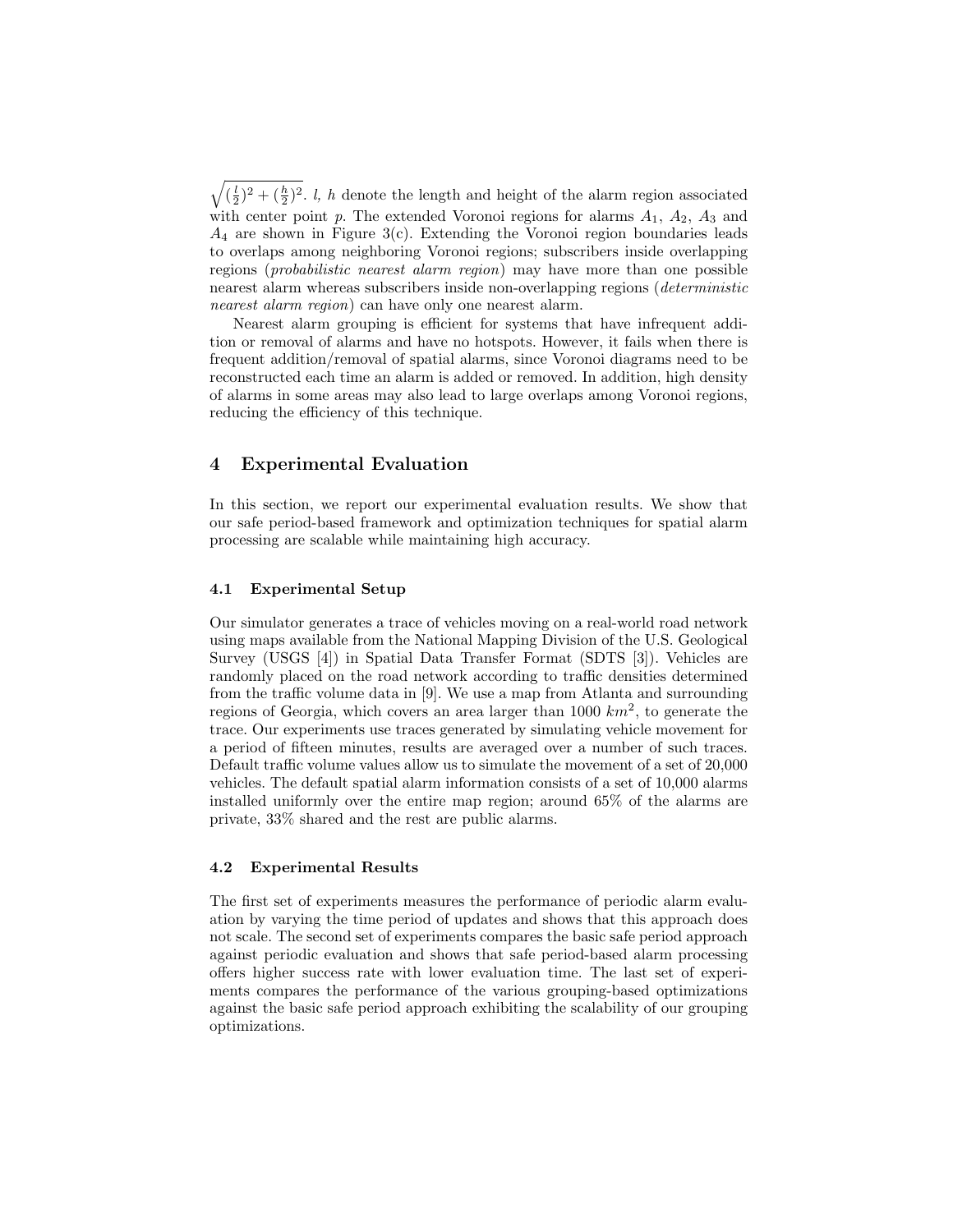$\sqrt{(\frac{l}{2})^2 + (\frac{h}{2})^2}$. $l$, $h$ denote the length and height of the alarm region associated with center point $p$. The extended Voronoi regions for alarms $A_1$, $A_2$, $A_3$ and $A_4$ are shown in Figure 3(c). Extending the Voronoi region boundaries leads to overlaps among neighboring Voronoi regions; subscribers inside overlapping regions (*probabilistic nearest alarm region*) may have more than one possible nearest alarm whereas subscribers inside non-overlapping regions (*deterministic nearest alarm region*) can have only one nearest alarm.

Nearest alarm grouping is efficient for systems that have infrequent addition or removal of alarms and have no hotspots. However, it fails when there is frequent addition/removal of spatial alarms, since Voronoi diagrams need to be reconstructed each time an alarm is added or removed. In addition, high density of alarms in some areas may also lead to large overlaps among Voronoi regions, reducing the efficiency of this technique.

## 4 Experimental Evaluation

In this section, we report our experimental evaluation results. We show that our safe period-based framework and optimization techniques for spatial alarm processing are scalable while maintaining high accuracy.

### 4.1 Experimental Setup

Our simulator generates a trace of vehicles moving on a real-world road network using maps available from the National Mapping Division of the U.S. Geological Survey (USGS [4]) in Spatial Data Transfer Format (SDTS [3]). Vehicles are randomly placed on the road network according to traffic densities determined from the traffic volume data in [9]. We use a map from Atlanta and surrounding regions of Georgia, which covers an area larger than 1000 $km^2$, to generate the trace. Our experiments use traces generated by simulating vehicle movement for a period of fifteen minutes, results are averaged over a number of such traces. Default traffic volume values allow us to simulate the movement of a set of 20,000 vehicles. The default spatial alarm information consists of a set of 10,000 alarms installed uniformly over the entire map region; around 65% of the alarms are private, 33% shared and the rest are public alarms.

### 4.2 Experimental Results

The first set of experiments measures the performance of periodic alarm evaluation by varying the time period of updates and shows that this approach does not scale. The second set of experiments compares the basic safe period approach against periodic evaluation and shows that safe period-based alarm processing offers higher success rate with lower evaluation time. The last set of experiments compares the performance of the various grouping-based optimizations against the basic safe period approach exhibiting the scalability of our grouping optimizations.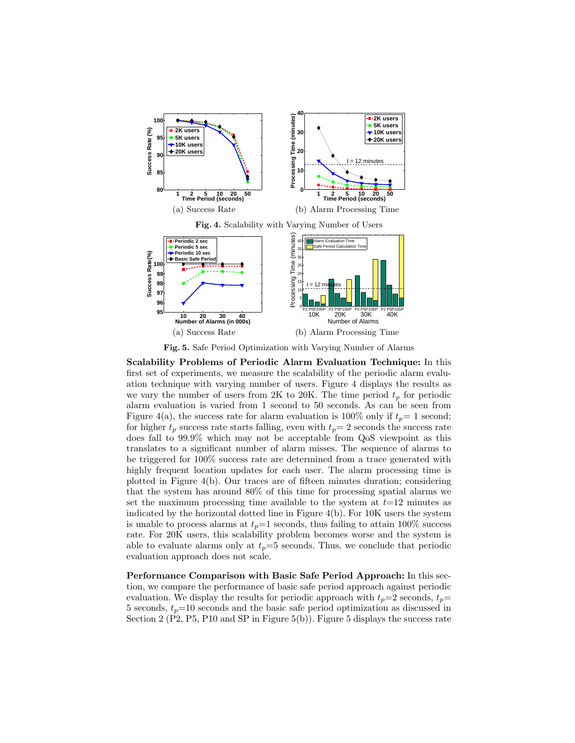(a) Success Rate

(b) Alarm Processing Time

**Fig. 4.** Scalability with Varying Number of Users

(a) Success Rate

(b) Alarm Processing Time

**Fig. 5.** Safe Period Optimization with Varying Number of Alarms

**Scalability Problems of Periodic Alarm Evaluation Technique:** In this first set of experiments, we measure the scalability of the periodic alarm evaluation technique with varying number of users. Figure 4 displays the results as we vary the number of users from 2K to 20K. The time period $t_p$ for periodic alarm evaluation is varied from 1 second to 50 seconds. As can be seen from Figure 4(a), the success rate for alarm evaluation is 100% only if $t_p$= 1 second; for higher $t_p$ success rate starts falling, even with $t_p$= 2 seconds the success rate does fall to 99.9% which may not be acceptable from QoS viewpoint as this translates to a significant number of alarm misses. The sequence of alarms to be triggered for 100% success rate are determined from a trace generated with highly frequent location updates for each user. The alarm processing time is plotted in Figure 4(b). Our traces are of fifteen minutes duration; considering that the system has around 80% of this time for processing spatial alarms we set the maximum processing time available to the system at $t$=12 minutes as indicated by the horizontal dotted line in Figure 4(b). For 10K users the system is unable to process alarms at $t_p$=1 seconds, thus failing to attain 100% success rate. For 20K users, this scalability problem becomes worse and the system is able to evaluate alarms only at $t_p$=5 seconds. Thus, we conclude that periodic evaluation approach does not scale.

**Performance Comparison with Basic Safe Period Approach:** In this section, we compare the performance of basic safe period approach against periodic evaluation. We display the results for periodic approach with $t_p$=2 seconds, $t_p$= 5 seconds, $t_p$=10 seconds and the basic safe period optimization as discussed in Section 2 (P2, P5, P10 and SP in Figure 5(b)). Figure 5 displays the success rate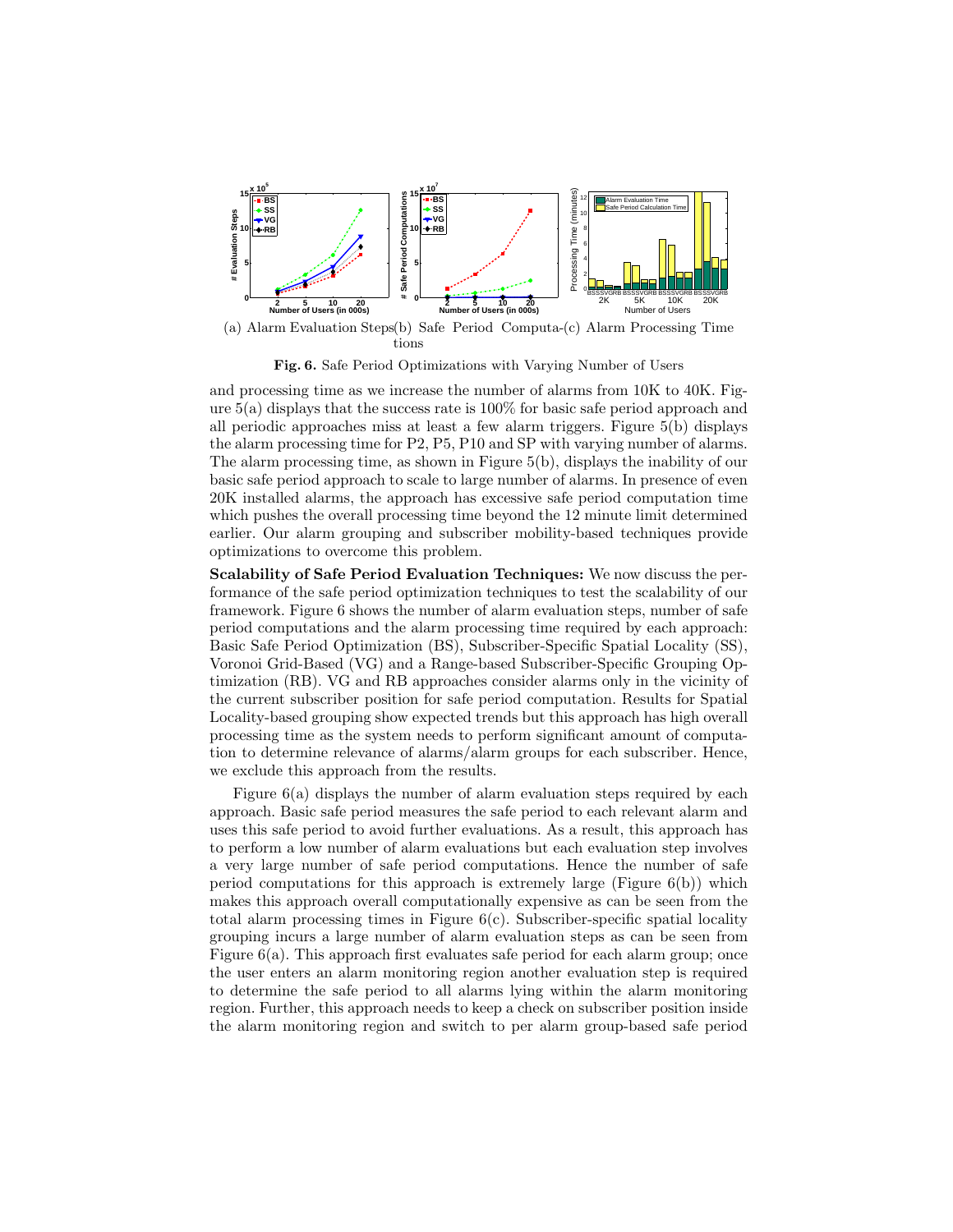(a) Alarm Evaluation Steps (b) Safe Period Computations (c) Alarm Processing Time

**Fig. 6.** Safe Period Optimizations with Varying Number of Users

and processing time as we increase the number of alarms from 10K to 40K. Figure 5(a) displays that the success rate is 100% for basic safe period approach and all periodic approaches miss at least a few alarm triggers. Figure 5(b) displays the alarm processing time for P2, P5, P10 and SP with varying number of alarms. The alarm processing time, as shown in Figure 5(b), displays the inability of our basic safe period approach to scale to large number of alarms. In presence of even 20K installed alarms, the approach has excessive safe period computation time which pushes the overall processing time beyond the 12 minute limit determined earlier. Our alarm grouping and subscriber mobility-based techniques provide optimizations to overcome this problem.

**Scalability of Safe Period Evaluation Techniques:** We now discuss the performance of the safe period optimization techniques to test the scalability of our framework. Figure 6 shows the number of alarm evaluation steps, number of safe period computations and the alarm processing time required by each approach: Basic Safe Period Optimization (BS), Subscriber-Specific Spatial Locality (SS), Voronoi Grid-Based (VG) and a Range-based Subscriber-Specific Grouping Optimization (RB). VG and RB approaches consider alarms only in the vicinity of the current subscriber position for safe period computation. Results for Spatial Locality-based grouping show expected trends but this approach has high overall processing time as the system needs to perform significant amount of computation to determine relevance of alarms/alarm groups for each subscriber. Hence, we exclude this approach from the results.

Figure 6(a) displays the number of alarm evaluation steps required by each approach. Basic safe period measures the safe period to each relevant alarm and uses this safe period to avoid further evaluations. As a result, this approach has to perform a low number of alarm evaluations but each evaluation step involves a very large number of safe period computations. Hence the number of safe period computations for this approach is extremely large (Figure 6(b)) which makes this approach overall computationally expensive as can be seen from the total alarm processing times in Figure 6(c). Subscriber-specific spatial locality grouping incurs a large number of alarm evaluation steps as can be seen from Figure 6(a). This approach first evaluates safe period for each alarm group; once the user enters an alarm monitoring region another evaluation step is required to determine the safe period to all alarms lying within the alarm monitoring region. Further, this approach needs to keep a check on subscriber position inside the alarm monitoring region and switch to per alarm group-based safe period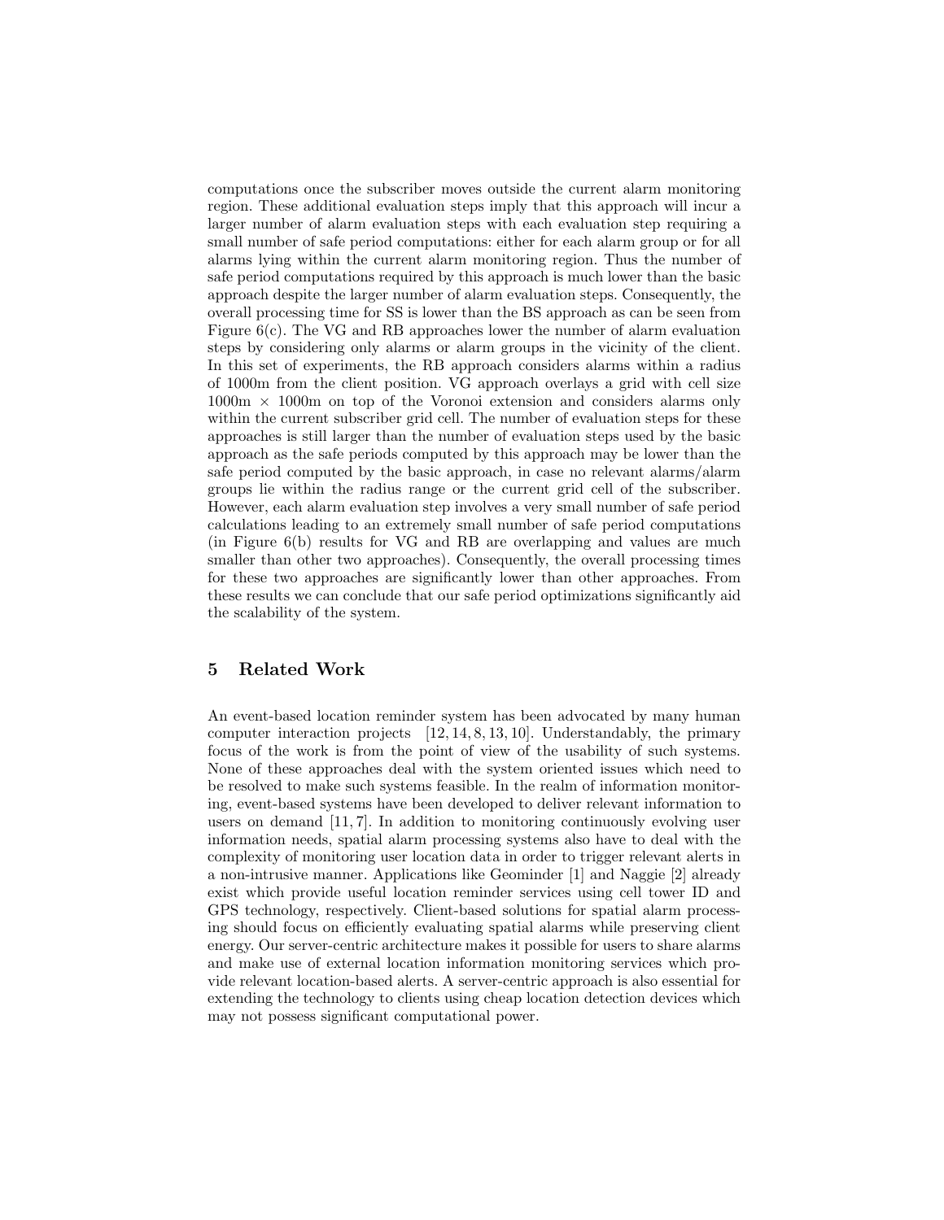computations once the subscriber moves outside the current alarm monitoring region. These additional evaluation steps imply that this approach will incur a larger number of alarm evaluation steps with each evaluation step requiring a small number of safe period computations: either for each alarm group or for all alarms lying within the current alarm monitoring region. Thus the number of safe period computations required by this approach is much lower than the basic approach despite the larger number of alarm evaluation steps. Consequently, the overall processing time for SS is lower than the BS approach as can be seen from Figure 6(c). The VG and RB approaches lower the number of alarm evaluation steps by considering only alarms or alarm groups in the vicinity of the client. In this set of experiments, the RB approach considers alarms within a radius of 1000m from the client position. VG approach overlays a grid with cell size 1000m $\times$ 1000m on top of the Voronoi extension and considers alarms only within the current subscriber grid cell. The number of evaluation steps for these approaches is still larger than the number of evaluation steps used by the basic approach as the safe periods computed by this approach may be lower than the safe period computed by the basic approach, in case no relevant alarms/alarm groups lie within the radius range or the current grid cell of the subscriber. However, each alarm evaluation step involves a very small number of safe period calculations leading to an extremely small number of safe period computations (in Figure 6(b) results for VG and RB are overlapping and values are much smaller than other two approaches). Consequently, the overall processing times for these two approaches are significantly lower than other approaches. From these results we can conclude that our safe period optimizations significantly aid the scalability of the system.

## 5 Related Work

An event-based location reminder system has been advocated by many human computer interaction projects [12, 14, 8, 13, 10]. Understandably, the primary focus of the work is from the point of view of the usability of such systems. None of these approaches deal with the system oriented issues which need to be resolved to make such systems feasible. In the realm of information monitoring, event-based systems have been developed to deliver relevant information to users on demand [11, 7]. In addition to monitoring continuously evolving user information needs, spatial alarm processing systems also have to deal with the complexity of monitoring user location data in order to trigger relevant alerts in a non-intrusive manner. Applications like Geominder [1] and Naggie [2] already exist which provide useful location reminder services using cell tower ID and GPS technology, respectively. Client-based solutions for spatial alarm processing should focus on efficiently evaluating spatial alarms while preserving client energy. Our server-centric architecture makes it possible for users to share alarms and make use of external location information monitoring services which provide relevant location-based alerts. A server-centric approach is also essential for extending the technology to clients using cheap location detection devices which may not possess significant computational power.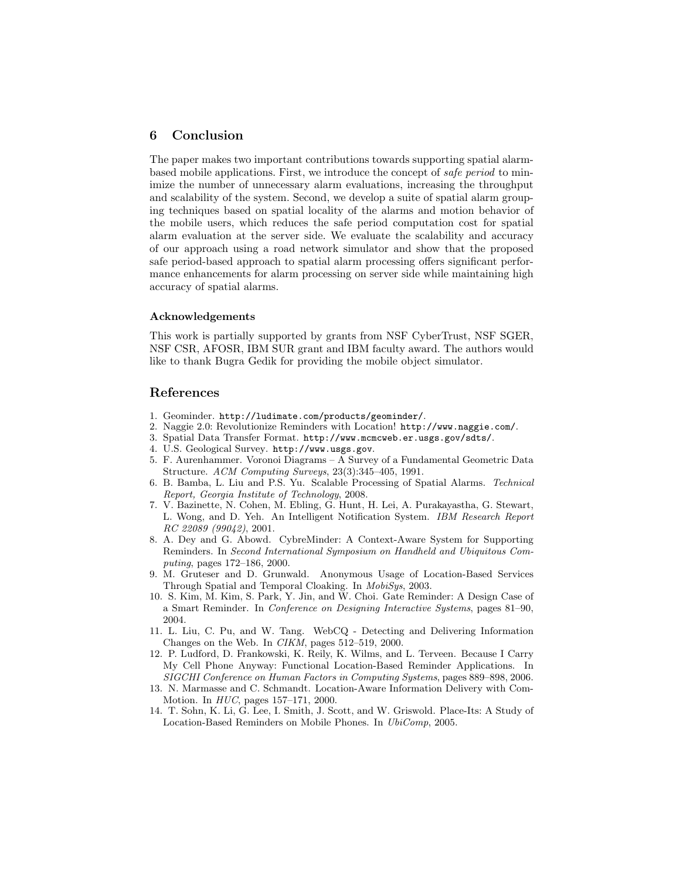## 6 Conclusion

The paper makes two important contributions towards supporting spatial alarm-based mobile applications. First, we introduce the concept of *safe period* to minimize the number of unnecessary alarm evaluations, increasing the throughput and scalability of the system. Second, we develop a suite of spatial alarm grouping techniques based on spatial locality of the alarms and motion behavior of the mobile users, which reduces the safe period computation cost for spatial alarm evaluation at the server side. We evaluate the scalability and accuracy of our approach using a road network simulator and show that the proposed safe period-based approach to spatial alarm processing offers significant performance enhancements for alarm processing on server side while maintaining high accuracy of spatial alarms.

### Acknowledgements

This work is partially supported by grants from NSF CyberTrust, NSF SGER, NSF CSR, AFOSR, IBM SUR grant and IBM faculty award. The authors would like to thank Bugra Gedik for providing the mobile object simulator.

## References

1. Geominder. `http://ludimate.com/products/geominder/`.
2. Naggie 2.0: Revolutionize Reminders with Location! `http://www.naggie.com/`.
3. Spatial Data Transfer Format. `http://www.mcmcweb.er.usgs.gov/sdts/`.
4. U.S. Geological Survey. `http://www.usgs.gov`.
5. F. Aurenhammer. Voronoi Diagrams – A Survey of a Fundamental Geometric Data Structure. *ACM Computing Surveys*, 23(3):345–405, 1991.
6. B. Bamba, L. Liu and P.S. Yu. Scalable Processing of Spatial Alarms. *Technical Report, Georgia Institute of Technology*, 2008.
7. V. Bazinette, N. Cohen, M. Ebling, G. Hunt, H. Lei, A. Purakayastha, G. Stewart, L. Wong, and D. Yeh. An Intelligent Notification System. *IBM Research Report RC 22089 (99042)*, 2001.
8. A. Dey and G. Abowd. CybreMinder: A Context-Aware System for Supporting Reminders. In *Second International Symposium on Handheld and Ubiquitous Computing*, pages 172–186, 2000.
9. M. Gruteser and D. Grunwald. Anonymous Usage of Location-Based Services Through Spatial and Temporal Cloaking. In *MobiSys*, 2003.
10. S. Kim, M. Kim, S. Park, Y. Jin, and W. Choi. Gate Reminder: A Design Case of a Smart Reminder. In *Conference on Designing Interactive Systems*, pages 81–90, 2004.
11. L. Liu, C. Pu, and W. Tang. WebCQ - Detecting and Delivering Information Changes on the Web. In *CIKM*, pages 512–519, 2000.
12. P. Ludford, D. Frankowski, K. Reily, K. Wilms, and L. Terveen. Because I Carry My Cell Phone Anyway: Functional Location-Based Reminder Applications. In *SIGCHI Conference on Human Factors in Computing Systems*, pages 889–898, 2006.
13. N. Marmasse and C. Schmandt. Location-Aware Information Delivery with ComMotion. In *HUC*, pages 157–171, 2000.
14. T. Sohn, K. Li, G. Lee, I. Smith, J. Scott, and W. Griswold. Place-Its: A Study of Location-Based Reminders on Mobile Phones. In *UbiComp*, 2005.